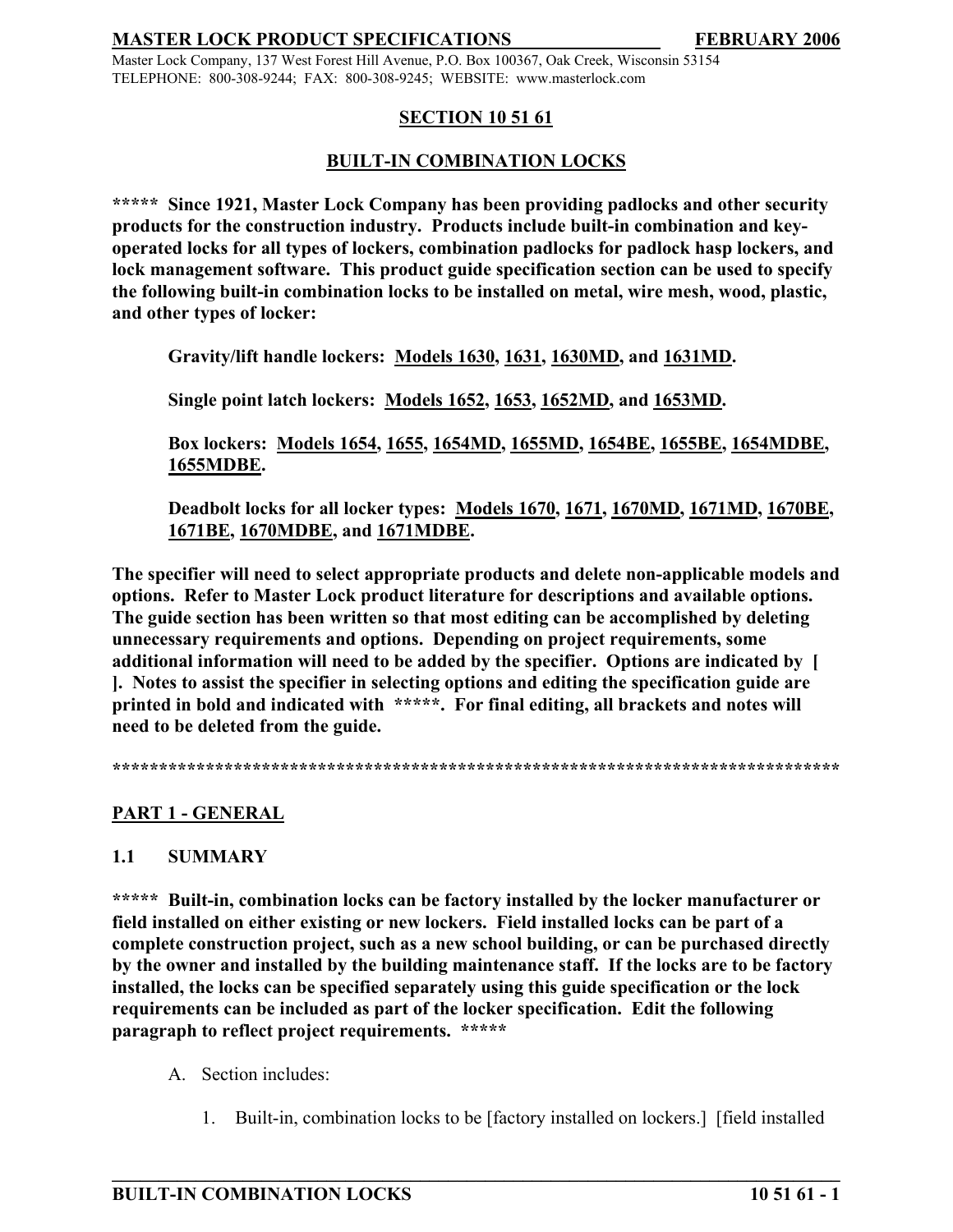**MASTER LOCK PRODUCT SPECIFICATIONS FEBRUARY 2006**

Master Lock Company, 137 West Forest Hill Avenue, P.O. Box 100367, Oak Creek, Wisconsin 53154
TELEPHONE: 800-308-9244; FAX: 800-308-9245; WEBSITE: www.masterlock.com

# SECTION 10 51 61

# BUILT-IN COMBINATION LOCKS

**\*\*\*\*\* Since 1921, Master Lock Company has been providing padlocks and other security products for the construction industry. Products include built-in combination and key-operated locks for all types of lockers, combination padlocks for padlock hasp lockers, and lock management software. This product guide specification section can be used to specify the following built-in combination locks to be installed on metal, wire mesh, wood, plastic, and other types of locker:**

> **Gravity/lift handle lockers: Models 1630, 1631, 1630MD, and 1631MD.**
>
> **Single point latch lockers: Models 1652, 1653, 1652MD, and 1653MD.**
>
> **Box lockers: Models 1654, 1655, 1654MD, 1655MD, 1654BE, 1655BE, 1654MDBE, 1655MDBE.**
>
> **Deadbolt locks for all locker types: Models 1670, 1671, 1670MD, 1671MD, 1670BE, 1671BE, 1670MDBE, and 1671MDBE.**

**The specifier will need to select appropriate products and delete non-applicable models and options. Refer to Master Lock product literature for descriptions and available options. The guide section has been written so that most editing can be accomplished by deleting unnecessary requirements and options. Depending on project requirements, some additional information will need to be added by the specifier. Options are indicated by [ ]. Notes to assist the specifier in selecting options and editing the specification guide are printed in bold and indicated with \*\*\*\*\*. For final editing, all brackets and notes will need to be deleted from the guide.**

**\*\*\*\*\*\*\*\*\*\*\*\*\*\*\*\*\*\*\*\*\*\*\*\*\*\*\*\*\*\*\*\*\*\*\*\*\*\*\*\*\*\*\*\*\*\*\*\*\*\*\*\*\*\*\*\*\*\*\*\*\*\*\*\*\*\*\*\*\*\*\*\*\*\*\*\*\*\*\*\*\*\***

## PART 1 - GENERAL

### 1.1 SUMMARY

**\*\*\*\*\* Built-in, combination locks can be factory installed by the locker manufacturer or field installed on either existing or new lockers. Field installed locks can be part of a complete construction project, such as a new school building, or can be purchased directly by the owner and installed by the building maintenance staff. If the locks are to be factory installed, the locks can be specified separately using this guide specification or the lock requirements can be included as part of the locker specification. Edit the following paragraph to reflect project requirements. \*\*\*\*\***

A. Section includes:

1. Built-in, combination locks to be [factory installed on lockers.] [field installed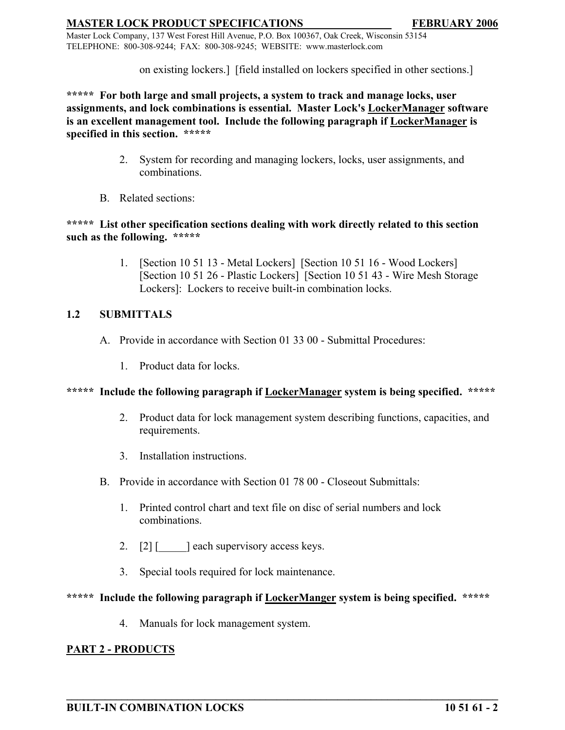on existing lockers.]  [field installed on lockers specified in other sections.]

**\*\*\*\*\*  For both large and small projects, a system to track and manage locks, user assignments, and lock combinations is essential.  Master Lock's <u>LockerManager</u> software is an excellent management tool.  Include the following paragraph if <u>LockerManager</u> is specified in this section.  \*\*\*\*\***

2. System for recording and managing lockers, locks, user assignments, and combinations.

B. Related sections:

**\*\*\*\*\*  List other specification sections dealing with work directly related to this section such as the following.  \*\*\*\*\***

1. [Section 10 51 13 - Metal Lockers]  [Section 10 51 16 - Wood Lockers]  [Section 10 51 26 - Plastic Lockers]  [Section 10 51 43 - Wire Mesh Storage Lockers]:  Lockers to receive built-in combination locks.

## 1.2 SUBMITTALS

A. Provide in accordance with Section 01 33 00 - Submittal Procedures:

1. Product data for locks.

**\*\*\*\*\*  Include the following paragraph if <u>LockerManager</u> system is being specified.  \*\*\*\*\***

2. Product data for lock management system describing functions, capacities, and requirements.

3. Installation instructions.

B. Provide in accordance with Section 01 78 00 - Closeout Submittals:

1. Printed control chart and text file on disc of serial numbers and lock combinations.

2. [2] [_____] each supervisory access keys.

3. Special tools required for lock maintenance.

**\*\*\*\*\*  Include the following paragraph if <u>LockerManger</u> system is being specified.  \*\*\*\*\***

4. Manuals for lock management system.

## PART 2 - PRODUCTS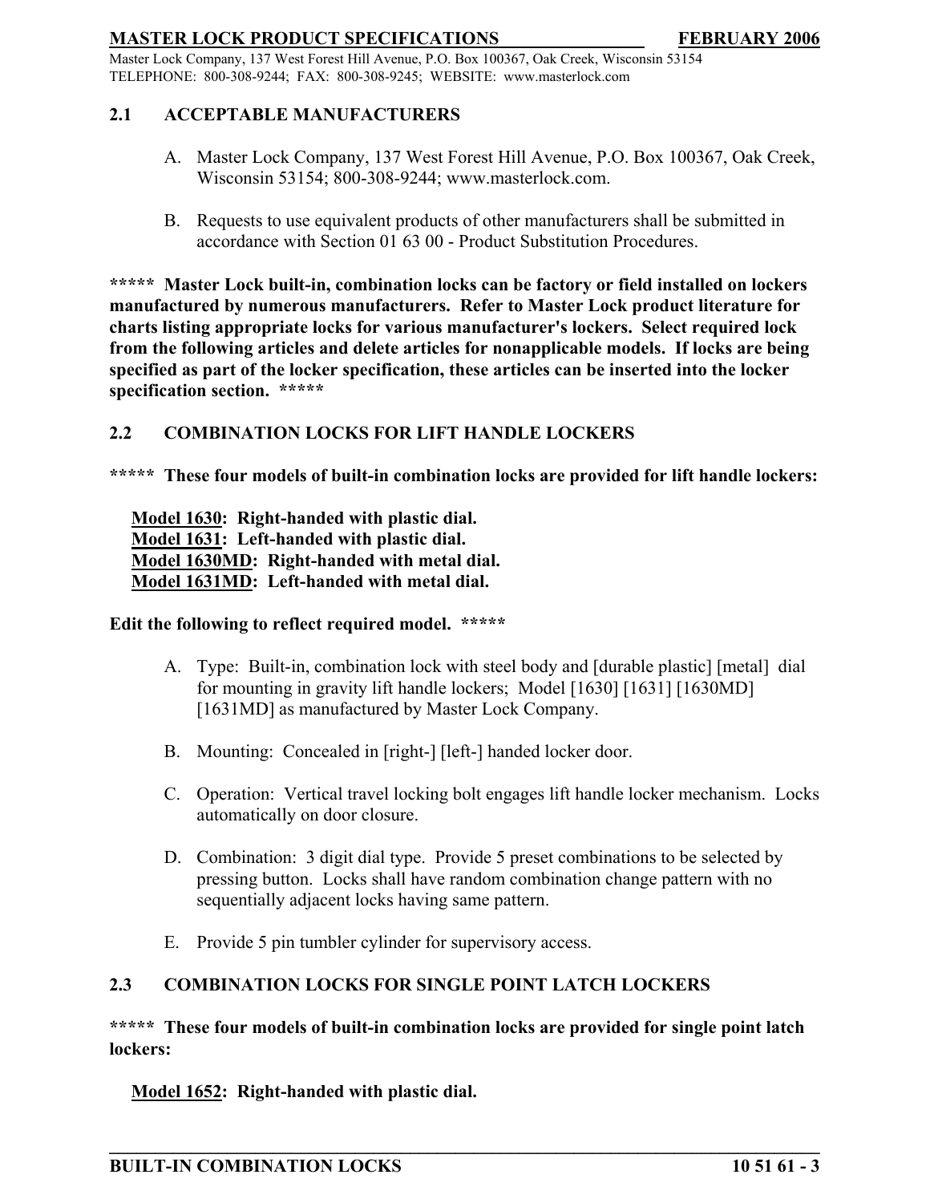## 2.1 ACCEPTABLE MANUFACTURERS

A. Master Lock Company, 137 West Forest Hill Avenue, P.O. Box 100367, Oak Creek, Wisconsin 53154; 800-308-9244; www.masterlock.com.

B. Requests to use equivalent products of other manufacturers shall be submitted in accordance with Section 01 63 00 - Product Substitution Procedures.

**\*\*\*\*\* Master Lock built-in, combination locks can be factory or field installed on lockers manufactured by numerous manufacturers. Refer to Master Lock product literature for charts listing appropriate locks for various manufacturer's lockers. Select required lock from the following articles and delete articles for nonapplicable models. If locks are being specified as part of the locker specification, these articles can be inserted into the locker specification section. \*\*\*\*\***

## 2.2 COMBINATION LOCKS FOR LIFT HANDLE LOCKERS

**\*\*\*\*\* These four models of built-in combination locks are provided for lift handle lockers:**

**Model 1630: Right-handed with plastic dial.**
**Model 1631: Left-handed with plastic dial.**
**Model 1630MD: Right-handed with metal dial.**
**Model 1631MD: Left-handed with metal dial.**

**Edit the following to reflect required model. \*\*\*\*\***

A. Type: Built-in, combination lock with steel body and [durable plastic] [metal] dial for mounting in gravity lift handle lockers; Model [1630] [1631] [1630MD] [1631MD] as manufactured by Master Lock Company.

B. Mounting: Concealed in [right-] [left-] handed locker door.

C. Operation: Vertical travel locking bolt engages lift handle locker mechanism. Locks automatically on door closure.

D. Combination: 3 digit dial type. Provide 5 preset combinations to be selected by pressing button. Locks shall have random combination change pattern with no sequentially adjacent locks having same pattern.

E. Provide 5 pin tumbler cylinder for supervisory access.

## 2.3 COMBINATION LOCKS FOR SINGLE POINT LATCH LOCKERS

**\*\*\*\*\* These four models of built-in combination locks are provided for single point latch lockers:**

**Model 1652: Right-handed with plastic dial.**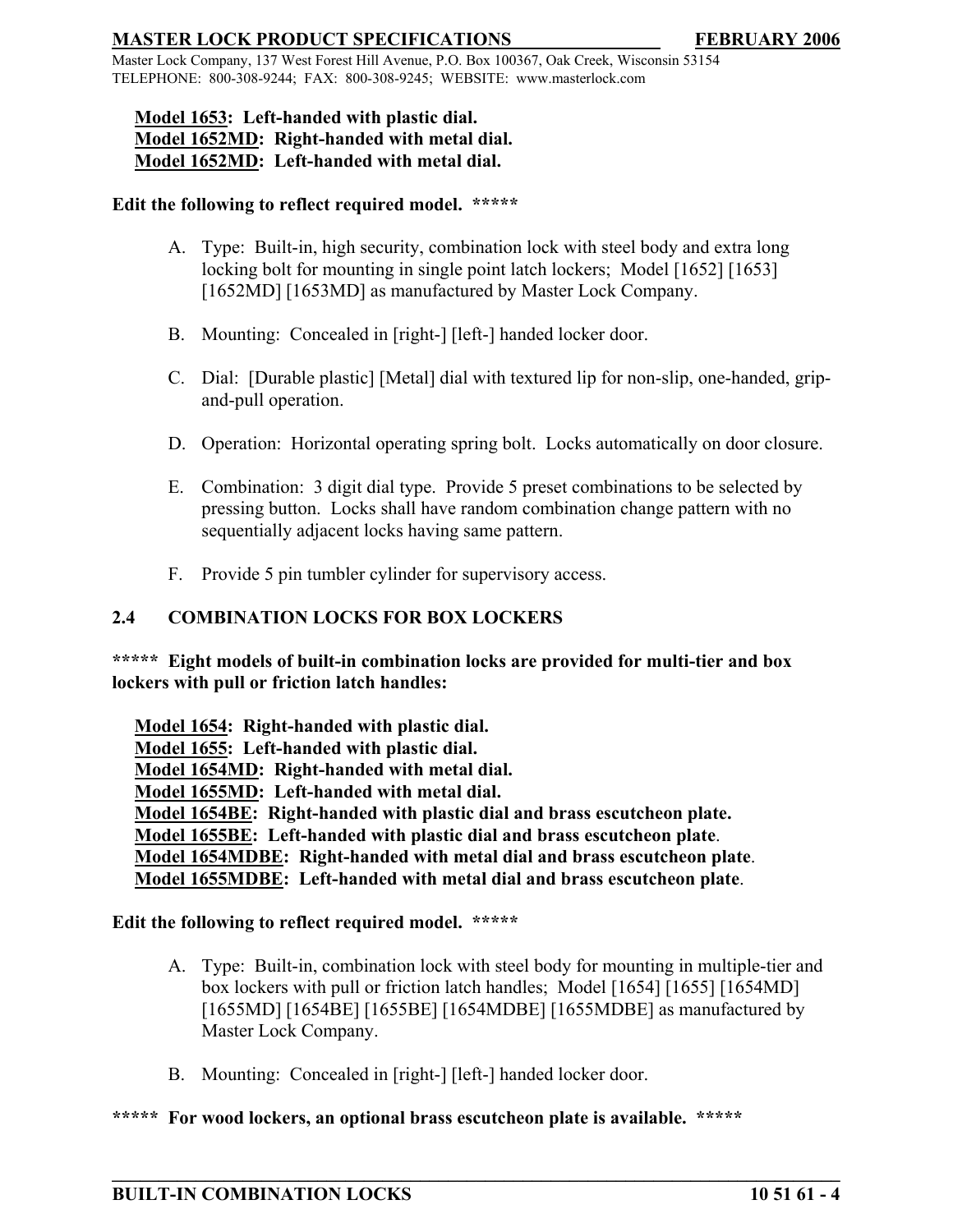**Model 1653: Left-handed with plastic dial.**
**Model 1652MD: Right-handed with metal dial.**
**Model 1652MD: Left-handed with metal dial.**

**Edit the following to reflect required model. *****

A. Type: Built-in, high security, combination lock with steel body and extra long locking bolt for mounting in single point latch lockers; Model [1652] [1653] [1652MD] [1653MD] as manufactured by Master Lock Company.

B. Mounting: Concealed in [right-] [left-] handed locker door.

C. Dial: [Durable plastic] [Metal] dial with textured lip for non-slip, one-handed, grip-and-pull operation.

D. Operation: Horizontal operating spring bolt. Locks automatically on door closure.

E. Combination: 3 digit dial type. Provide 5 preset combinations to be selected by pressing button. Locks shall have random combination change pattern with no sequentially adjacent locks having same pattern.

F. Provide 5 pin tumbler cylinder for supervisory access.

## 2.4 COMBINATION LOCKS FOR BOX LOCKERS

**\*\*\*\*\* Eight models of built-in combination locks are provided for multi-tier and box lockers with pull or friction latch handles:**

**Model 1654: Right-handed with plastic dial.**
**Model 1655: Left-handed with plastic dial.**
**Model 1654MD: Right-handed with metal dial.**
**Model 1655MD: Left-handed with metal dial.**
**Model 1654BE: Right-handed with plastic dial and brass escutcheon plate.**
**Model 1655BE: Left-handed with plastic dial and brass escutcheon plate.**
**Model 1654MDBE: Right-handed with metal dial and brass escutcheon plate.**
**Model 1655MDBE: Left-handed with metal dial and brass escutcheon plate.**

**Edit the following to reflect required model. *****

A. Type: Built-in, combination lock with steel body for mounting in multiple-tier and box lockers with pull or friction latch handles; Model [1654] [1655] [1654MD] [1655MD] [1654BE] [1655BE] [1654MDBE] [1655MDBE] as manufactured by Master Lock Company.

B. Mounting: Concealed in [right-] [left-] handed locker door.

**\*\*\*\*\* For wood lockers, an optional brass escutcheon plate is available. *****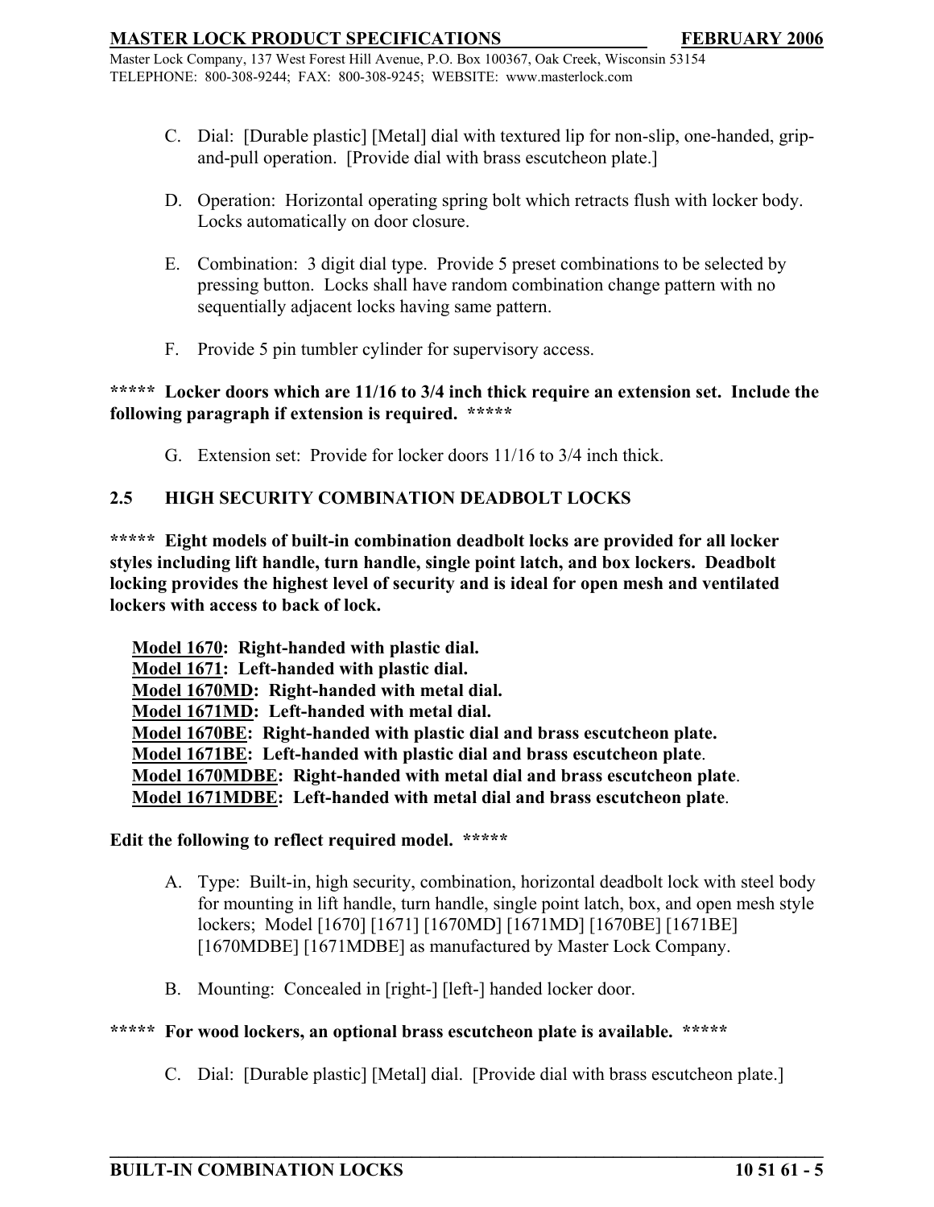C. Dial: [Durable plastic] [Metal] dial with textured lip for non-slip, one-handed, grip-and-pull operation. [Provide dial with brass escutcheon plate.]

D. Operation: Horizontal operating spring bolt which retracts flush with locker body. Locks automatically on door closure.

E. Combination: 3 digit dial type. Provide 5 preset combinations to be selected by pressing button. Locks shall have random combination change pattern with no sequentially adjacent locks having same pattern.

F. Provide 5 pin tumbler cylinder for supervisory access.

**\*\*\*\*\* Locker doors which are 11/16 to 3/4 inch thick require an extension set. Include the following paragraph if extension is required. \*\*\*\*\***

G. Extension set: Provide for locker doors 11/16 to 3/4 inch thick.

## 2.5 HIGH SECURITY COMBINATION DEADBOLT LOCKS

**\*\*\*\*\* Eight models of built-in combination deadbolt locks are provided for all locker styles including lift handle, turn handle, single point latch, and box lockers. Deadbolt locking provides the highest level of security and is ideal for open mesh and ventilated lockers with access to back of lock.**

**<u>Model 1670</u>: Right-handed with plastic dial.**
**<u>Model 1671</u>: Left-handed with plastic dial.**
**<u>Model 1670MD</u>: Right-handed with metal dial.**
**<u>Model 1671MD</u>: Left-handed with metal dial.**
**<u>Model 1670BE</u>: Right-handed with plastic dial and brass escutcheon plate.**
**<u>Model 1671BE</u>: Left-handed with plastic dial and brass escutcheon plate.**
**<u>Model 1670MDBE</u>: Right-handed with metal dial and brass escutcheon plate.**
**<u>Model 1671MDBE</u>: Left-handed with metal dial and brass escutcheon plate.**

**Edit the following to reflect required model. \*\*\*\*\***

A. Type: Built-in, high security, combination, horizontal deadbolt lock with steel body for mounting in lift handle, turn handle, single point latch, box, and open mesh style lockers; Model [1670] [1671] [1670MD] [1671MD] [1670BE] [1671BE] [1670MDBE] [1671MDBE] as manufactured by Master Lock Company.

B. Mounting: Concealed in [right-] [left-] handed locker door.

**\*\*\*\*\* For wood lockers, an optional brass escutcheon plate is available. \*\*\*\*\***

C. Dial: [Durable plastic] [Metal] dial. [Provide dial with brass escutcheon plate.]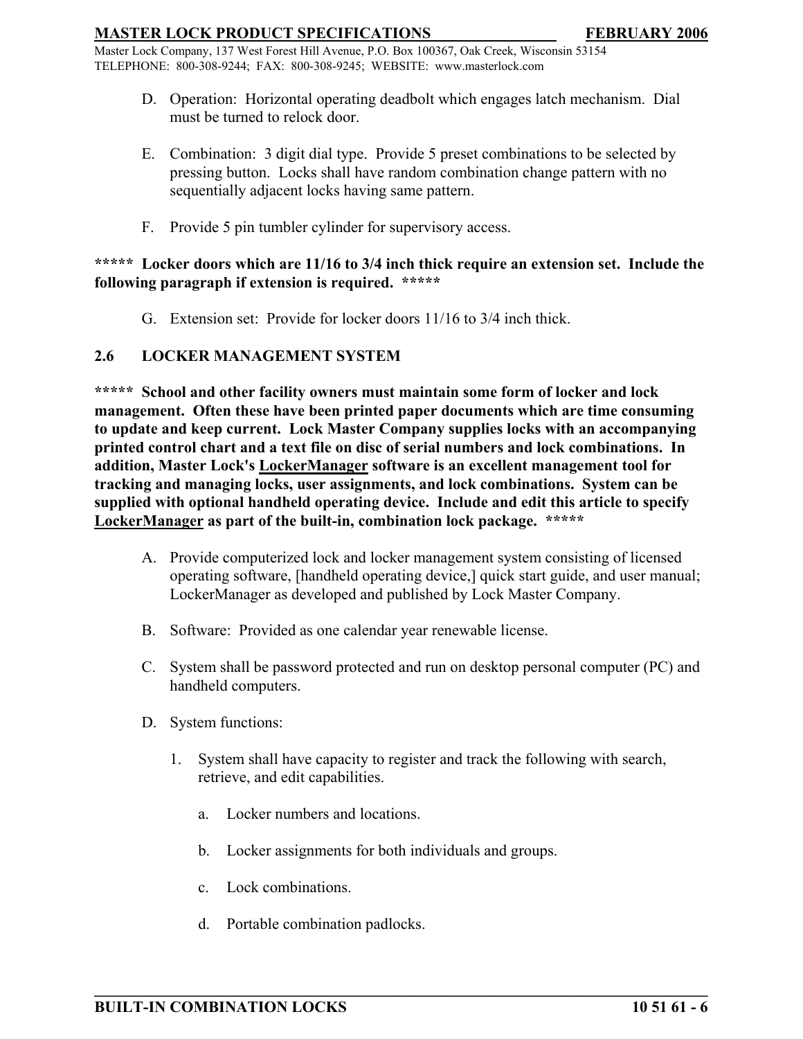D. Operation: Horizontal operating deadbolt which engages latch mechanism. Dial must be turned to relock door.

E. Combination: 3 digit dial type. Provide 5 preset combinations to be selected by pressing button. Locks shall have random combination change pattern with no sequentially adjacent locks having same pattern.

F. Provide 5 pin tumbler cylinder for supervisory access.

**\*\*\*\*\* Locker doors which are 11/16 to 3/4 inch thick require an extension set. Include the following paragraph if extension is required. \*\*\*\*\***

G. Extension set: Provide for locker doors 11/16 to 3/4 inch thick.

### 2.6 LOCKER MANAGEMENT SYSTEM

**\*\*\*\*\* School and other facility owners must maintain some form of locker and lock management. Often these have been printed paper documents which are time consuming to update and keep current. Lock Master Company supplies locks with an accompanying printed control chart and a text file on disc of serial numbers and lock combinations. In addition, Master Lock's <u>LockerManager</u> software is an excellent management tool for tracking and managing locks, user assignments, and lock combinations. System can be supplied with optional handheld operating device. Include and edit this article to specify <u>LockerManager</u> as part of the built-in, combination lock package. \*\*\*\*\***

A. Provide computerized lock and locker management system consisting of licensed operating software, [handheld operating device,] quick start guide, and user manual; LockerManager as developed and published by Lock Master Company.

B. Software: Provided as one calendar year renewable license.

C. System shall be password protected and run on desktop personal computer (PC) and handheld computers.

D. System functions:

1. System shall have capacity to register and track the following with search, retrieve, and edit capabilities.

   a. Locker numbers and locations.

   b. Locker assignments for both individuals and groups.

   c. Lock combinations.

   d. Portable combination padlocks.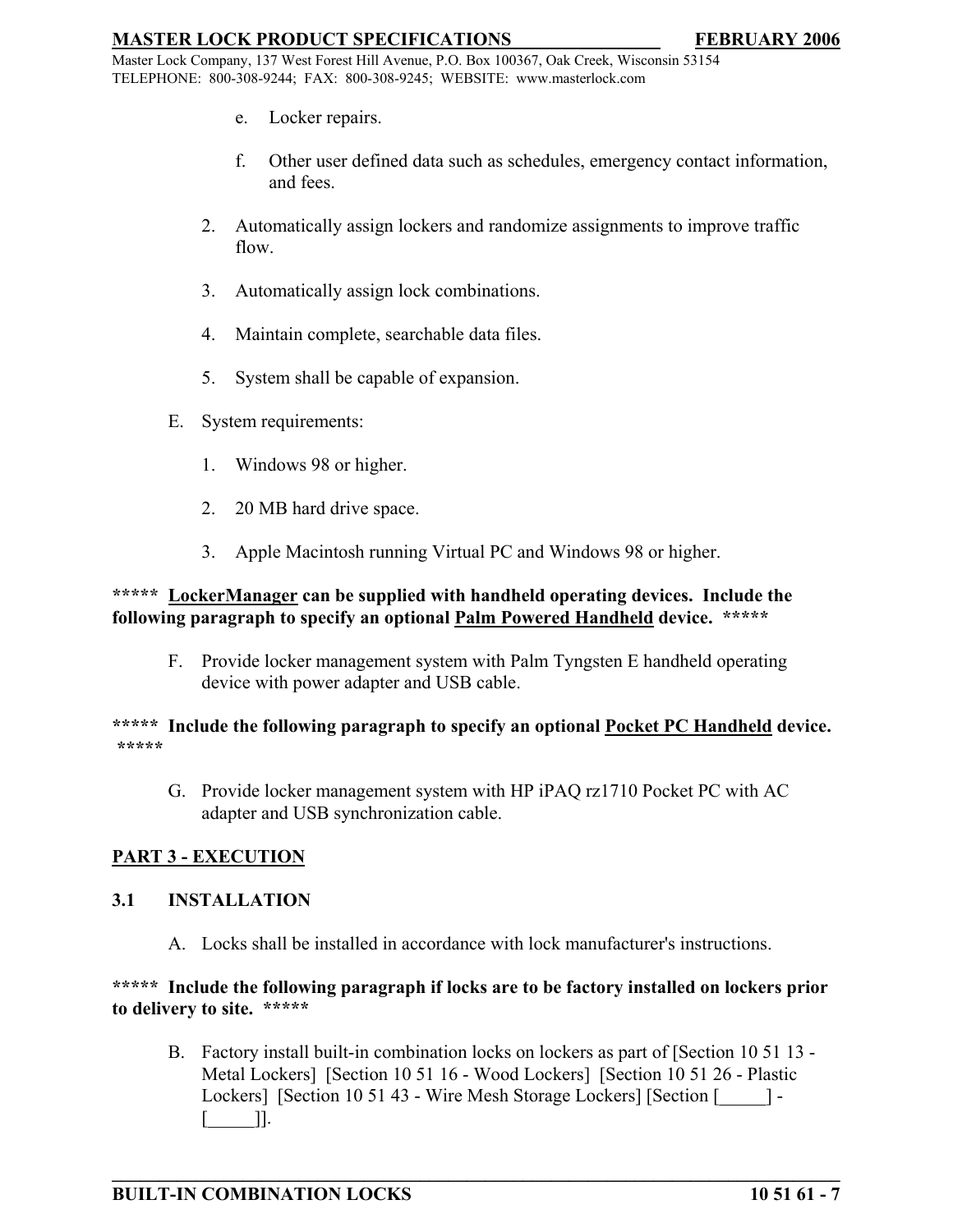e. Locker repairs.

f. Other user defined data such as schedules, emergency contact information, and fees.

2. Automatically assign lockers and randomize assignments to improve traffic flow.

3. Automatically assign lock combinations.

4. Maintain complete, searchable data files.

5. System shall be capable of expansion.

E. System requirements:

1. Windows 98 or higher.

2. 20 MB hard drive space.

3. Apple Macintosh running Virtual PC and Windows 98 or higher.

**\*\*\*\*\*  <u>LockerManager</u> can be supplied with handheld operating devices.  Include the following paragraph to specify an optional <u>Palm Powered Handheld</u> device.  \*\*\*\*\***

F. Provide locker management system with Palm Tyngsten E handheld operating device with power adapter and USB cable.

**\*\*\*\*\*  Include the following paragraph to specify an optional <u>Pocket PC Handheld</u> device.  \*\*\*\*\***

G. Provide locker management system with HP iPAQ rz1710 Pocket PC with AC adapter and USB synchronization cable.

## PART 3 - EXECUTION

### 3.1 INSTALLATION

A. Locks shall be installed in accordance with lock manufacturer's instructions.

**\*\*\*\*\*  Include the following paragraph if locks are to be factory installed on lockers prior to delivery to site.  \*\*\*\*\***

B. Factory install built-in combination locks on lockers as part of [Section 10 51 13 - Metal Lockers] [Section 10 51 16 - Wood Lockers] [Section 10 51 26 - Plastic Lockers] [Section 10 51 43 - Wire Mesh Storage Lockers] [Section [_____] - [_____]].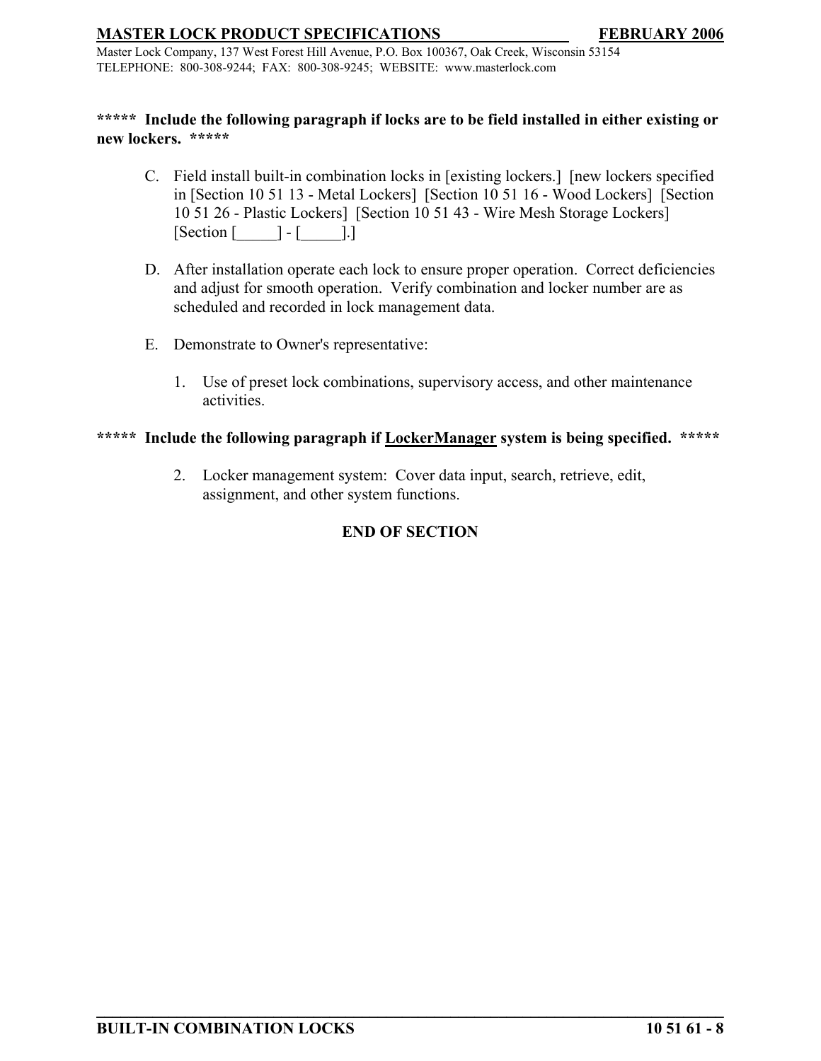**\*\*\*\*\*  Include the following paragraph if locks are to be field installed in either existing or new lockers.  \*\*\*\*\***

C. Field install built-in combination locks in [existing lockers.]  [new lockers specified in [Section 10 51 13 - Metal Lockers]  [Section 10 51 16 - Wood Lockers]  [Section 10 51 26 - Plastic Lockers]  [Section 10 51 43 - Wire Mesh Storage Lockers]  [Section [_____] - [_____].]

D. After installation operate each lock to ensure proper operation.  Correct deficiencies and adjust for smooth operation.  Verify combination and locker number are as scheduled and recorded in lock management data.

E. Demonstrate to Owner's representative:

   1. Use of preset lock combinations, supervisory access, and other maintenance activities.

**\*\*\*\*\*  Include the following paragraph if LockerManager system is being specified.  \*\*\*\*\***

   2. Locker management system:  Cover data input, search, retrieve, edit, assignment, and other system functions.

**END OF SECTION**